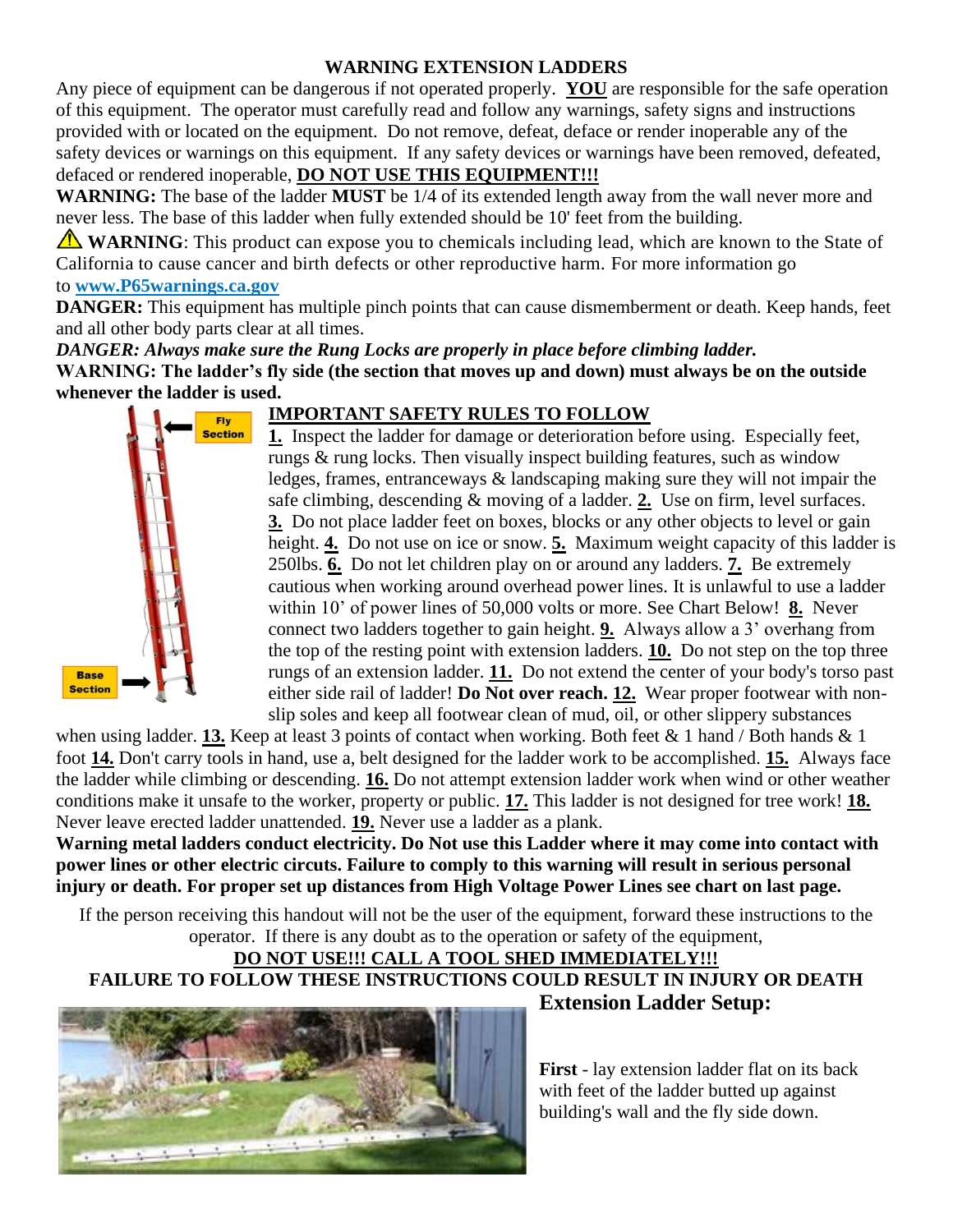# WARNING EXTENSION LADDERS

Any piece of equipment can be dangerous if not operated properly. **YOU** are responsible for the safe operation of this equipment. The operator must carefully read and follow any warnings, safety signs and instructions provided with or located on the equipment. Do not remove, defeat, deface or render inoperable any of the safety devices or warnings on this equipment. If any safety devices or warnings have been removed, defeated, defaced or rendered inoperable, **DO NOT USE THIS EQUIPMENT!!!**

**WARNING:** The base of the ladder **MUST** be 1/4 of its extended length away from the wall never more and never less. The base of this ladder when fully extended should be 10' feet from the building.

⚠ **WARNING**: This product can expose you to chemicals including lead, which are known to the State of California to cause cancer and birth defects or other reproductive harm. For more information go to **www.P65warnings.ca.gov**

**DANGER:** This equipment has multiple pinch points that can cause dismemberment or death. Keep hands, feet and all other body parts clear at all times.

***DANGER: Always make sure the Rung Locks are properly in place before climbing ladder.***

**WARNING: The ladder's fly side (the section that moves up and down) must always be on the outside whenever the ladder is used.**

Fly Section

Base Section

## IMPORTANT SAFETY RULES TO FOLLOW

**1.** Inspect the ladder for damage or deterioration before using. Especially feet, rungs & rung locks. Then visually inspect building features, such as window ledges, frames, entranceways & landscaping making sure they will not impair the safe climbing, descending & moving of a ladder. **2.** Use on firm, level surfaces. **3.** Do not place ladder feet on boxes, blocks or any other objects to level or gain height. **4.** Do not use on ice or snow. **5.** Maximum weight capacity of this ladder is 250lbs. **6.** Do not let children play on or around any ladders. **7.** Be extremely cautious when working around overhead power lines. It is unlawful to use a ladder within 10' of power lines of 50,000 volts or more. See Chart Below! **8.** Never connect two ladders together to gain height. **9.** Always allow a 3' overhang from the top of the resting point with extension ladders. **10.** Do not step on the top three rungs of an extension ladder. **11.** Do not extend the center of your body's torso past either side rail of ladder! **Do Not over reach. 12.** Wear proper footwear with non-slip soles and keep all footwear clean of mud, oil, or other slippery substances when using ladder. **13.** Keep at least 3 points of contact when working. Both feet & 1 hand / Both hands & 1 foot **14.** Don't carry tools in hand, use a, belt designed for the ladder work to be accomplished. **15.** Always face the ladder while climbing or descending. **16.** Do not attempt extension ladder work when wind or other weather conditions make it unsafe to the worker, property or public. **17.** This ladder is not designed for tree work! **18.** Never leave erected ladder unattended. **19.** Never use a ladder as a plank.

**Warning metal ladders conduct electricity. Do Not use this Ladder where it may come into contact with power lines or other electric circuts. Failure to comply to this warning will result in serious personal injury or death. For proper set up distances from High Voltage Power Lines see chart on last page.**

If the person receiving this handout will not be the user of the equipment, forward these instructions to the operator. If there is any doubt as to the operation or safety of the equipment,

**DO NOT USE!!! CALL A TOOL SHED IMMEDIATELY!!!**

**FAILURE TO FOLLOW THESE INSTRUCTIONS COULD RESULT IN INJURY OR DEATH**

## Extension Ladder Setup:

**First** - lay extension ladder flat on its back with feet of the ladder butted up against building's wall and the fly side down.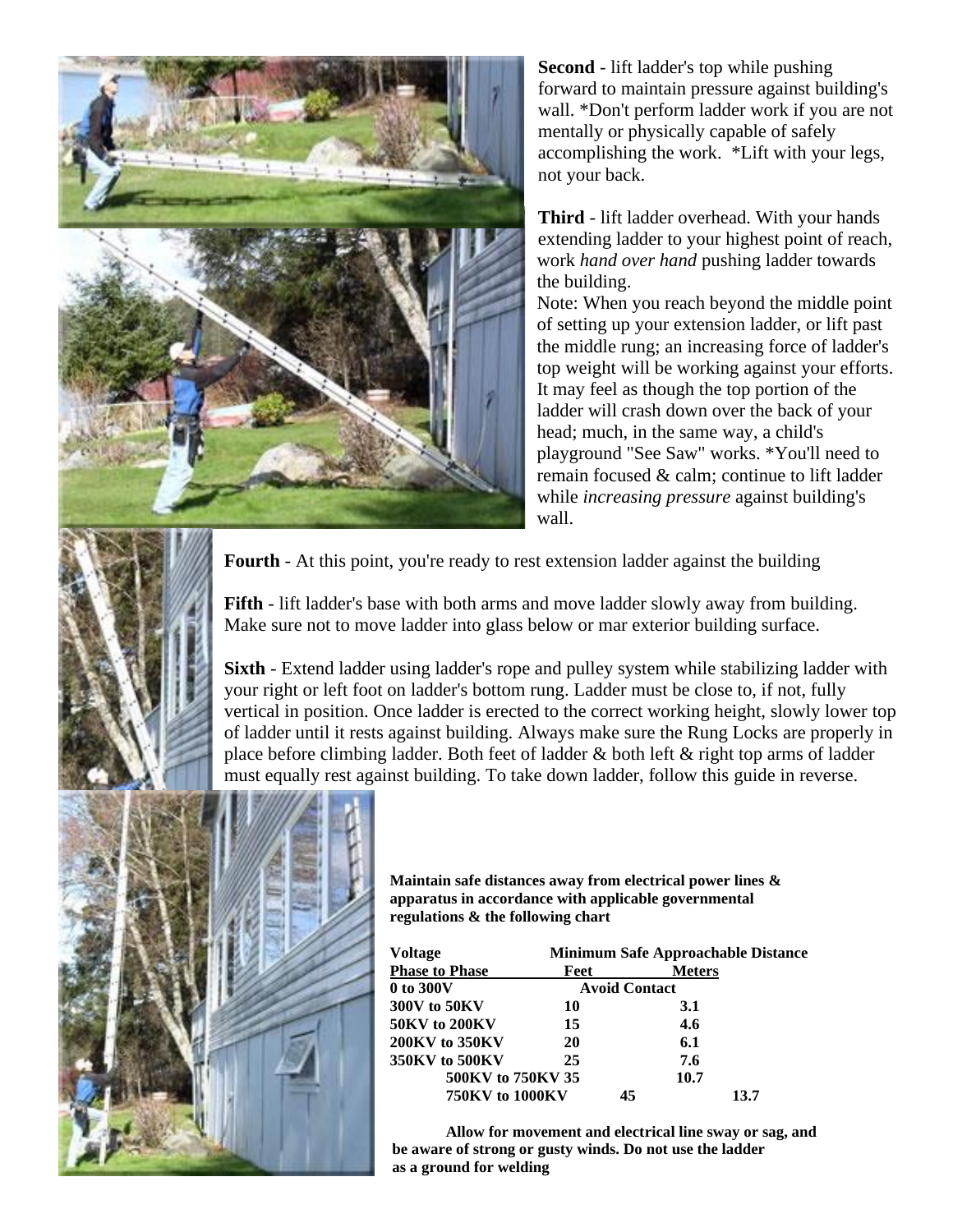**Second** - lift ladder's top while pushing forward to maintain pressure against building's wall. *Don't perform ladder work if you are not mentally or physically capable of safely accomplishing the work. *Lift with your legs, not your back.

**Third** - lift ladder overhead. With your hands extending ladder to your highest point of reach, work *hand over hand* pushing ladder towards the building.
Note: When you reach beyond the middle point of setting up your extension ladder, or lift past the middle rung; an increasing force of ladder's top weight will be working against your efforts. It may feel as though the top portion of the ladder will crash down over the back of your head; much, in the same way, a child's playground "See Saw" works. *You'll need to remain focused & calm; continue to lift ladder while *increasing pressure* against building's wall.

**Fourth** - At this point, you're ready to rest extension ladder against the building

**Fifth** - lift ladder's base with both arms and move ladder slowly away from building. Make sure not to move ladder into glass below or mar exterior building surface.

**Sixth** - Extend ladder using ladder's rope and pulley system while stabilizing ladder with your right or left foot on ladder's bottom rung. Ladder must be close to, if not, fully vertical in position. Once ladder is erected to the correct working height, slowly lower top of ladder until it rests against building. Always make sure the Rung Locks are properly in place before climbing ladder. Both feet of ladder & both left & right top arms of ladder must equally rest against building. To take down ladder, follow this guide in reverse.

**Maintain safe distances away from electrical power lines & apparatus in accordance with applicable governmental regulations & the following chart**

| Voltage | Minimum Safe Approachable Distance | |
|---|---|---|
| Phase to Phase | Feet | Meters |
| 0 to 300V | Avoid Contact | |
| 300V to 50KV | 10 | 3.1 |
| 50KV to 200KV | 15 | 4.6 |
| 200KV to 350KV | 20 | 6.1 |
| 350KV to 500KV | 25 | 7.6 |
| 500KV to 750KV | 35 | 10.7 |
| 750KV to 1000KV | 45 | 13.7 |

**Allow for movement and electrical line sway or sag, and be aware of strong or gusty winds. Do not use the ladder as a ground for welding**